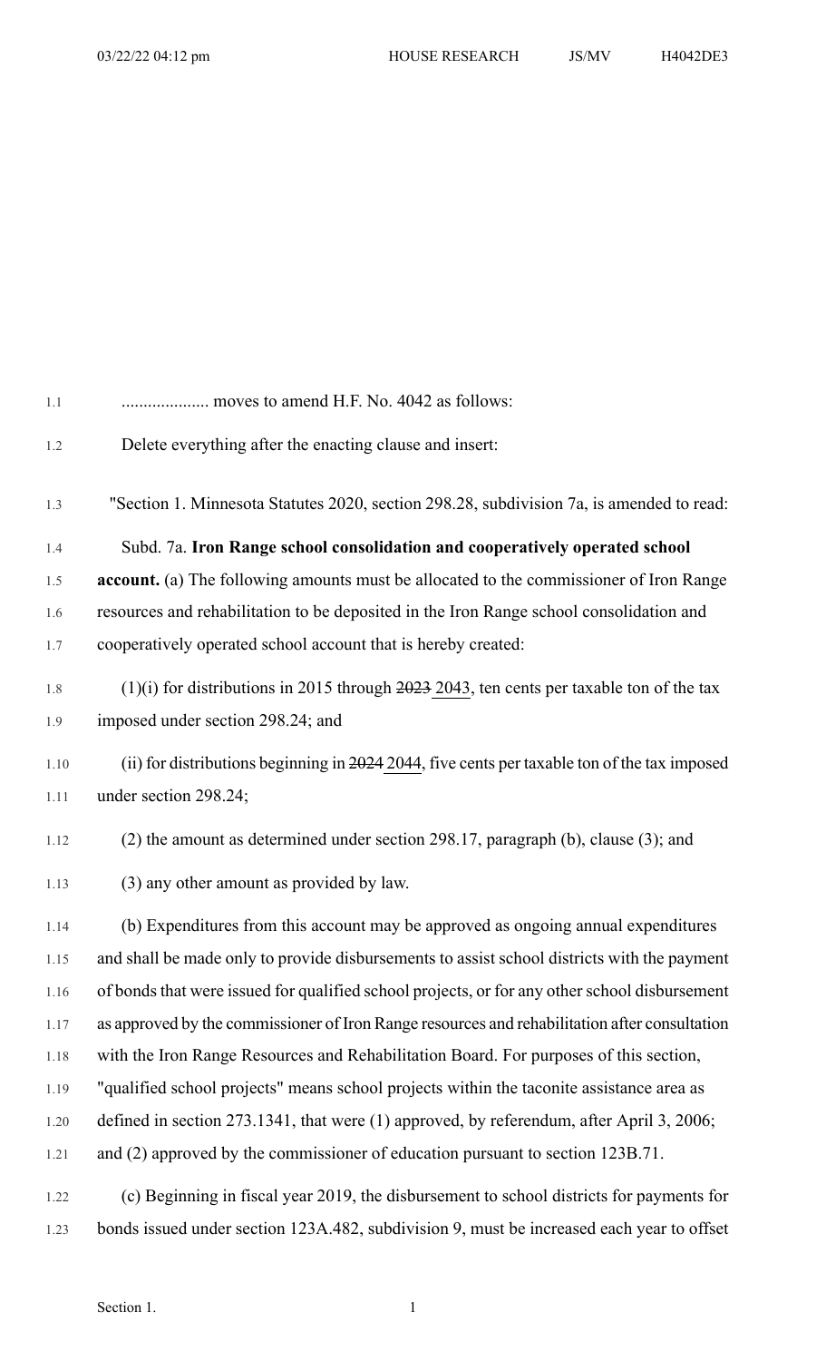.................... moves to amend H.F. No. 4042 as follows:

Delete everything after the enacting clause and insert:

"Section 1. Minnesota Statutes 2020, section 298.28, subdivision 7a, is amended to read:

Subd. 7a. **Iron Range school consolidation and cooperatively operated school account.** (a) The following amounts must be allocated to the commissioner of Iron Range resources and rehabilitation to be deposited in the Iron Range school consolidation and cooperatively operated school account that is hereby created:

(1)(i) for distributions in 2015 through ~~2023~~ 2043, ten cents per taxable ton of the tax imposed under section 298.24; and

(ii) for distributions beginning in ~~2024~~ 2044, five cents per taxable ton of the tax imposed under section 298.24;

(2) the amount as determined under section 298.17, paragraph (b), clause (3); and

(3) any other amount as provided by law.

(b) Expenditures from this account may be approved as ongoing annual expenditures and shall be made only to provide disbursements to assist school districts with the payment of bonds that were issued for qualified school projects, or for any other school disbursement as approved by the commissioner of Iron Range resources and rehabilitation after consultation with the Iron Range Resources and Rehabilitation Board. For purposes of this section, "qualified school projects" means school projects within the taconite assistance area as defined in section 273.1341, that were (1) approved, by referendum, after April 3, 2006; and (2) approved by the commissioner of education pursuant to section 123B.71.

(c) Beginning in fiscal year 2019, the disbursement to school districts for payments for bonds issued under section 123A.482, subdivision 9, must be increased each year to offset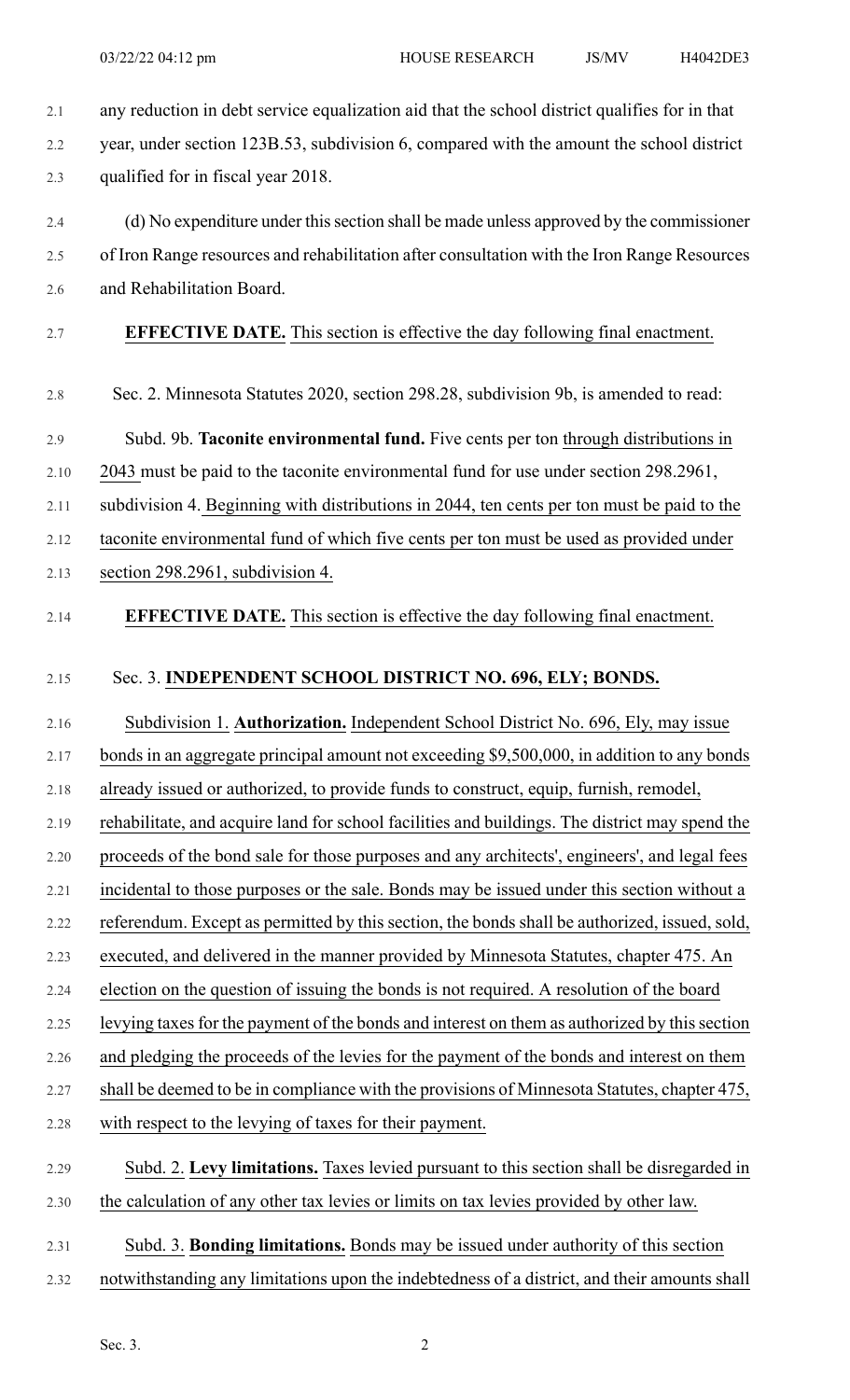any reduction in debt service equalization aid that the school district qualifies for in that year, under section 123B.53, subdivision 6, compared with the amount the school district qualified for in fiscal year 2018.

(d) No expenditure under this section shall be made unless approved by the commissioner of Iron Range resources and rehabilitation after consultation with the Iron Range Resources and Rehabilitation Board.

**EFFECTIVE DATE.** This section is effective the day following final enactment.

Sec. 2. Minnesota Statutes 2020, section 298.28, subdivision 9b, is amended to read:

Subd. 9b. **Taconite environmental fund.** Five cents per ton through distributions in 2043 must be paid to the taconite environmental fund for use under section 298.2961, subdivision 4. Beginning with distributions in 2044, ten cents per ton must be paid to the taconite environmental fund of which five cents per ton must be used as provided under section 298.2961, subdivision 4.

**EFFECTIVE DATE.** This section is effective the day following final enactment.

Sec. 3. **INDEPENDENT SCHOOL DISTRICT NO. 696, ELY; BONDS.**

Subdivision 1. **Authorization.** Independent School District No. 696, Ely, may issue bonds in an aggregate principal amount not exceeding $9,500,000, in addition to any bonds already issued or authorized, to provide funds to construct, equip, furnish, remodel, rehabilitate, and acquire land for school facilities and buildings. The district may spend the proceeds of the bond sale for those purposes and any architects', engineers', and legal fees incidental to those purposes or the sale. Bonds may be issued under this section without a referendum. Except as permitted by this section, the bonds shall be authorized, issued, sold, executed, and delivered in the manner provided by Minnesota Statutes, chapter 475. An election on the question of issuing the bonds is not required. A resolution of the board levying taxes for the payment of the bonds and interest on them as authorized by this section and pledging the proceeds of the levies for the payment of the bonds and interest on them shall be deemed to be in compliance with the provisions of Minnesota Statutes, chapter 475, with respect to the levying of taxes for their payment.

Subd. 2. **Levy limitations.** Taxes levied pursuant to this section shall be disregarded in the calculation of any other tax levies or limits on tax levies provided by other law.

Subd. 3. **Bonding limitations.** Bonds may be issued under authority of this section notwithstanding any limitations upon the indebtedness of a district, and their amounts shall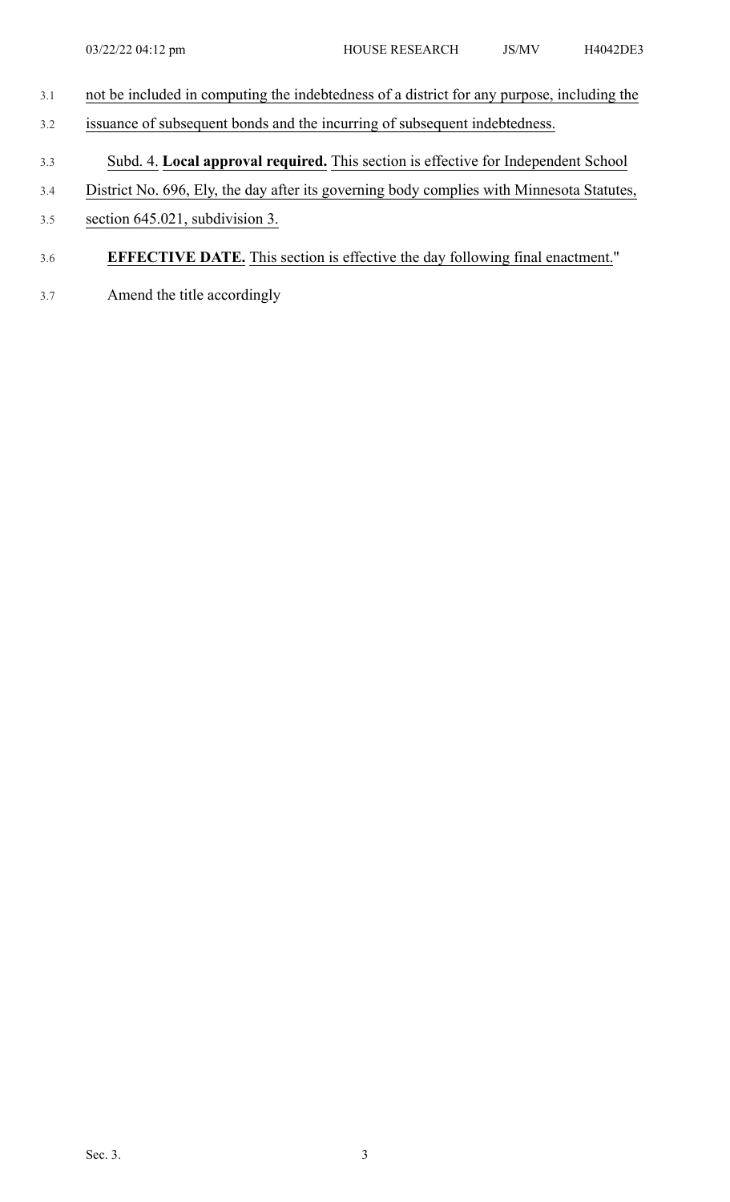not be included in computing the indebtedness of a district for any purpose, including the issuance of subsequent bonds and the incurring of subsequent indebtedness.

Subd. 4. **Local approval required.** This section is effective for Independent School District No. 696, Ely, the day after its governing body complies with Minnesota Statutes, section 645.021, subdivision 3.

**EFFECTIVE DATE.** This section is effective the day following final enactment."

Amend the title accordingly